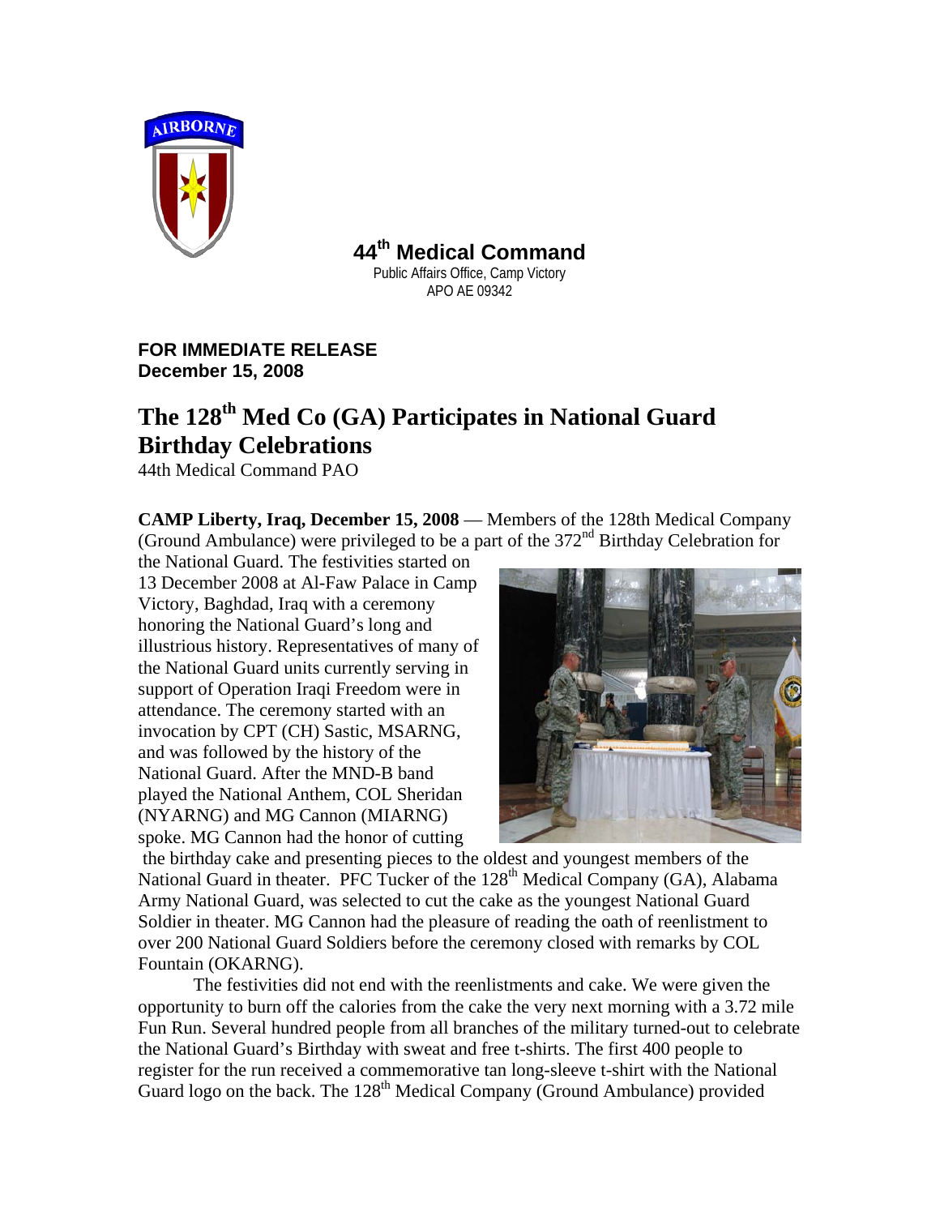**44th Medical Command**
Public Affairs Office, Camp Victory
APO AE 09342

**FOR IMMEDIATE RELEASE**
**December 15, 2008**

# The 128th Med Co (GA) Participates in National Guard Birthday Celebrations

44th Medical Command PAO

**CAMP Liberty, Iraq, December 15, 2008** — Members of the 128th Medical Company (Ground Ambulance) were privileged to be a part of the 372nd Birthday Celebration for the National Guard. The festivities started on 13 December 2008 at Al-Faw Palace in Camp Victory, Baghdad, Iraq with a ceremony honoring the National Guard's long and illustrious history. Representatives of many of the National Guard units currently serving in support of Operation Iraqi Freedom were in attendance. The ceremony started with an invocation by CPT (CH) Sastic, MSARNG, and was followed by the history of the National Guard. After the MND-B band played the National Anthem, COL Sheridan (NYARNG) and MG Cannon (MIARNG) spoke. MG Cannon had the honor of cutting the birthday cake and presenting pieces to the oldest and youngest members of the National Guard in theater. PFC Tucker of the 128th Medical Company (GA), Alabama Army National Guard, was selected to cut the cake as the youngest National Guard Soldier in theater. MG Cannon had the pleasure of reading the oath of reenlistment to over 200 National Guard Soldiers before the ceremony closed with remarks by COL Fountain (OKARNG).

The festivities did not end with the reenlistments and cake. We were given the opportunity to burn off the calories from the cake the very next morning with a 3.72 mile Fun Run. Several hundred people from all branches of the military turned-out to celebrate the National Guard's Birthday with sweat and free t-shirts. The first 400 people to register for the run received a commemorative tan long-sleeve t-shirt with the National Guard logo on the back. The 128th Medical Company (Ground Ambulance) provided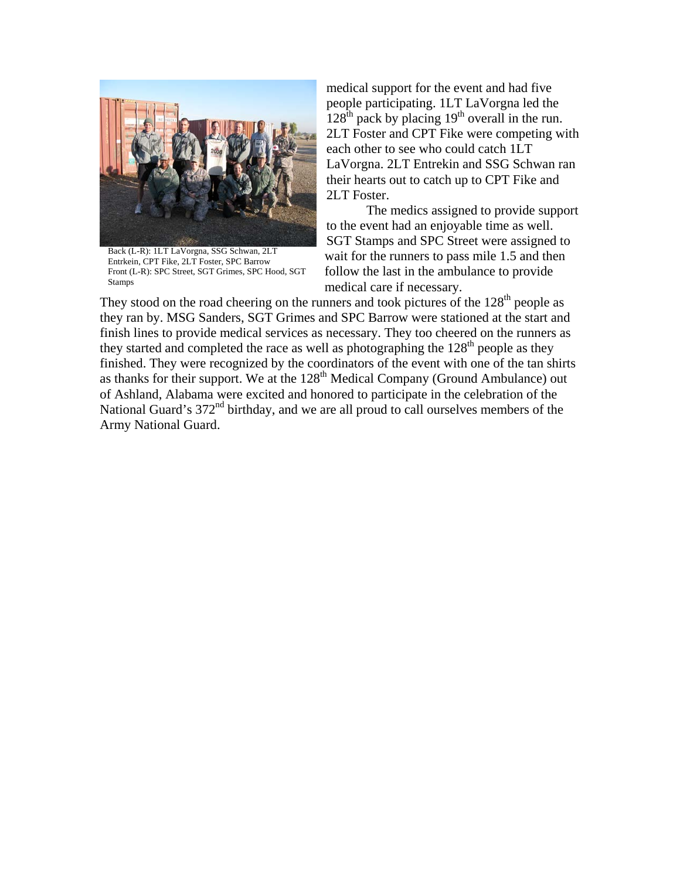Back (L-R): 1LT LaVorgna, SSG Schwan, 2LT Entrkein, CPT Fike, 2LT Foster, SPC Barrow
Front (L-R): SPC Street, SGT Grimes, SPC Hood, SGT Stamps

medical support for the event and had five people participating. 1LT LaVorgna led the 128th pack by placing 19th overall in the run. 2LT Foster and CPT Fike were competing with each other to see who could catch 1LT LaVorgna. 2LT Entrekin and SSG Schwan ran their hearts out to catch up to CPT Fike and 2LT Foster.

The medics assigned to provide support to the event had an enjoyable time as well. SGT Stamps and SPC Street were assigned to wait for the runners to pass mile 1.5 and then follow the last in the ambulance to provide medical care if necessary. They stood on the road cheering on the runners and took pictures of the 128th people as they ran by. MSG Sanders, SGT Grimes and SPC Barrow were stationed at the start and finish lines to provide medical services as necessary. They too cheered on the runners as they started and completed the race as well as photographing the 128th people as they finished. They were recognized by the coordinators of the event with one of the tan shirts as thanks for their support. We at the 128th Medical Company (Ground Ambulance) out of Ashland, Alabama were excited and honored to participate in the celebration of the National Guard's 372nd birthday, and we are all proud to call ourselves members of the Army National Guard.